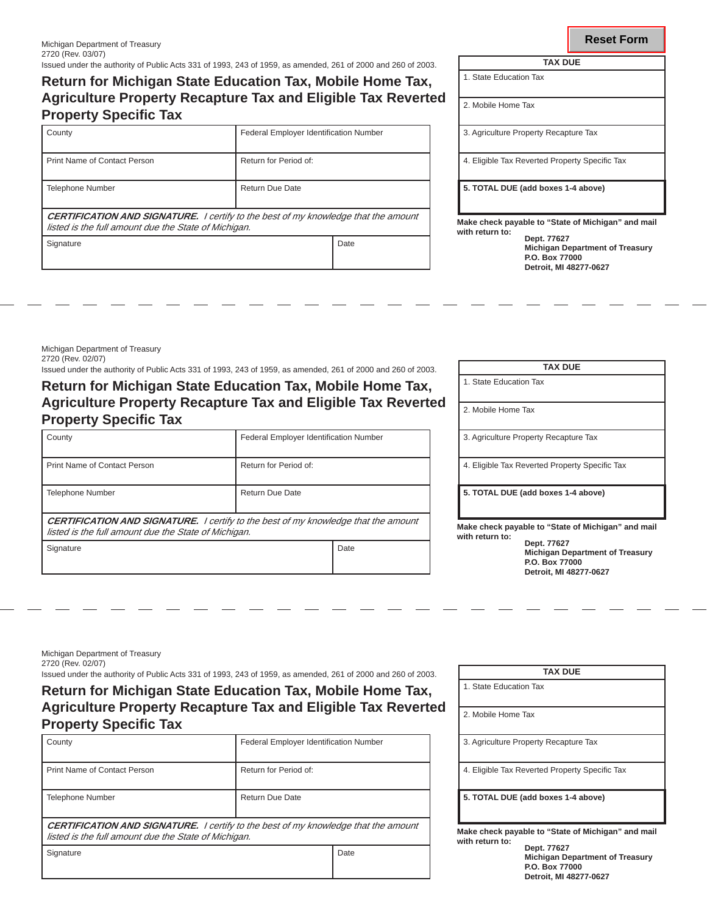Reset Form

Michigan Department of Treasury
2720 (Rev. 03/07)
Issued under the authority of Public Acts 331 of 1993, 243 of 1959, as amended, 261 of 2000 and 260 of 2003.

## Return for Michigan State Education Tax, Mobile Home Tax, Agriculture Property Recapture Tax and Eligible Tax Reverted Property Specific Tax

| County | Federal Employer Identification Number |
|---|---|
| Print Name of Contact Person | Return for Period of: |
| Telephone Number | Return Due Date |

***CERTIFICATION AND SIGNATURE.*** *I certify to the best of my knowledge that the amount listed is the full amount due the State of Michigan.*

| Signature | Date |
|---|---|
| | |

| TAX DUE |
|---|
| 1. State Education Tax |
| 2. Mobile Home Tax |
| 3. Agriculture Property Recapture Tax |
| 4. Eligible Tax Reverted Property Specific Tax |
| **5. TOTAL DUE (add boxes 1-4 above)** |

**Make check payable to "State of Michigan" and mail with return to:**

**Dept. 77627**
**Michigan Department of Treasury**
**P.O. Box 77000**
**Detroit, MI 48277-0627**

---

Michigan Department of Treasury
2720 (Rev. 02/07)
Issued under the authority of Public Acts 331 of 1993, 243 of 1959, as amended, 261 of 2000 and 260 of 2003.

## Return for Michigan State Education Tax, Mobile Home Tax, Agriculture Property Recapture Tax and Eligible Tax Reverted Property Specific Tax

| County | Federal Employer Identification Number |
|---|---|
| Print Name of Contact Person | Return for Period of: |
| Telephone Number | Return Due Date |

***CERTIFICATION AND SIGNATURE.*** *I certify to the best of my knowledge that the amount listed is the full amount due the State of Michigan.*

| Signature | Date |
|---|---|
| | |

| TAX DUE |
|---|
| 1. State Education Tax |
| 2. Mobile Home Tax |
| 3. Agriculture Property Recapture Tax |
| 4. Eligible Tax Reverted Property Specific Tax |
| **5. TOTAL DUE (add boxes 1-4 above)** |

**Make check payable to "State of Michigan" and mail with return to:**

**Dept. 77627**
**Michigan Department of Treasury**
**P.O. Box 77000**
**Detroit, MI 48277-0627**

---

Michigan Department of Treasury
2720 (Rev. 02/07)
Issued under the authority of Public Acts 331 of 1993, 243 of 1959, as amended, 261 of 2000 and 260 of 2003.

## Return for Michigan State Education Tax, Mobile Home Tax, Agriculture Property Recapture Tax and Eligible Tax Reverted Property Specific Tax

| County | Federal Employer Identification Number |
|---|---|
| Print Name of Contact Person | Return for Period of: |
| Telephone Number | Return Due Date |

***CERTIFICATION AND SIGNATURE.*** *I certify to the best of my knowledge that the amount listed is the full amount due the State of Michigan.*

| Signature | Date |
|---|---|
| | |

| TAX DUE |
|---|
| 1. State Education Tax |
| 2. Mobile Home Tax |
| 3. Agriculture Property Recapture Tax |
| 4. Eligible Tax Reverted Property Specific Tax |
| **5. TOTAL DUE (add boxes 1-4 above)** |

**Make check payable to "State of Michigan" and mail with return to:**

**Dept. 77627**
**Michigan Department of Treasury**
**P.O. Box 77000**
**Detroit, MI 48277-0627**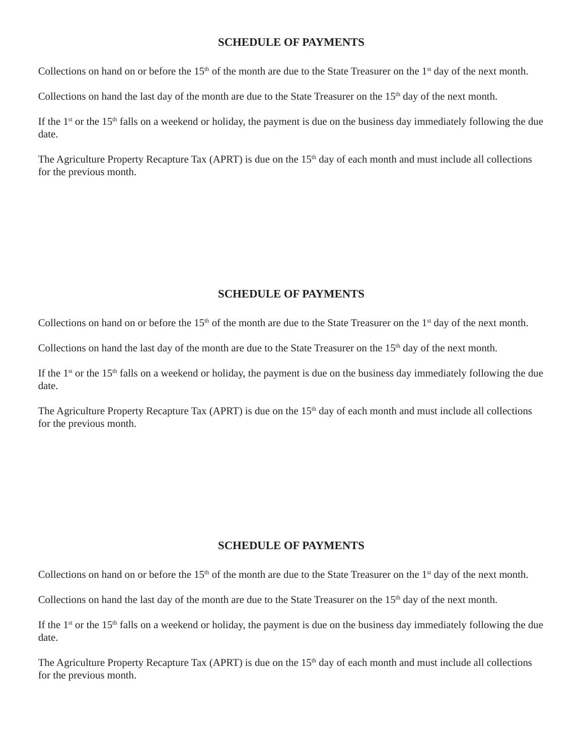## SCHEDULE OF PAYMENTS

Collections on hand on or before the 15th of the month are due to the State Treasurer on the 1st day of the next month.

Collections on hand the last day of the month are due to the State Treasurer on the 15th day of the next month.

If the 1st or the 15th falls on a weekend or holiday, the payment is due on the business day immediately following the due date.

The Agriculture Property Recapture Tax (APRT) is due on the 15th day of each month and must include all collections for the previous month.

## SCHEDULE OF PAYMENTS

Collections on hand on or before the 15th of the month are due to the State Treasurer on the 1st day of the next month.

Collections on hand the last day of the month are due to the State Treasurer on the 15th day of the next month.

If the 1st or the 15th falls on a weekend or holiday, the payment is due on the business day immediately following the due date.

The Agriculture Property Recapture Tax (APRT) is due on the 15th day of each month and must include all collections for the previous month.

## SCHEDULE OF PAYMENTS

Collections on hand on or before the 15th of the month are due to the State Treasurer on the 1st day of the next month.

Collections on hand the last day of the month are due to the State Treasurer on the 15th day of the next month.

If the 1st or the 15th falls on a weekend or holiday, the payment is due on the business day immediately following the due date.

The Agriculture Property Recapture Tax (APRT) is due on the 15th day of each month and must include all collections for the previous month.